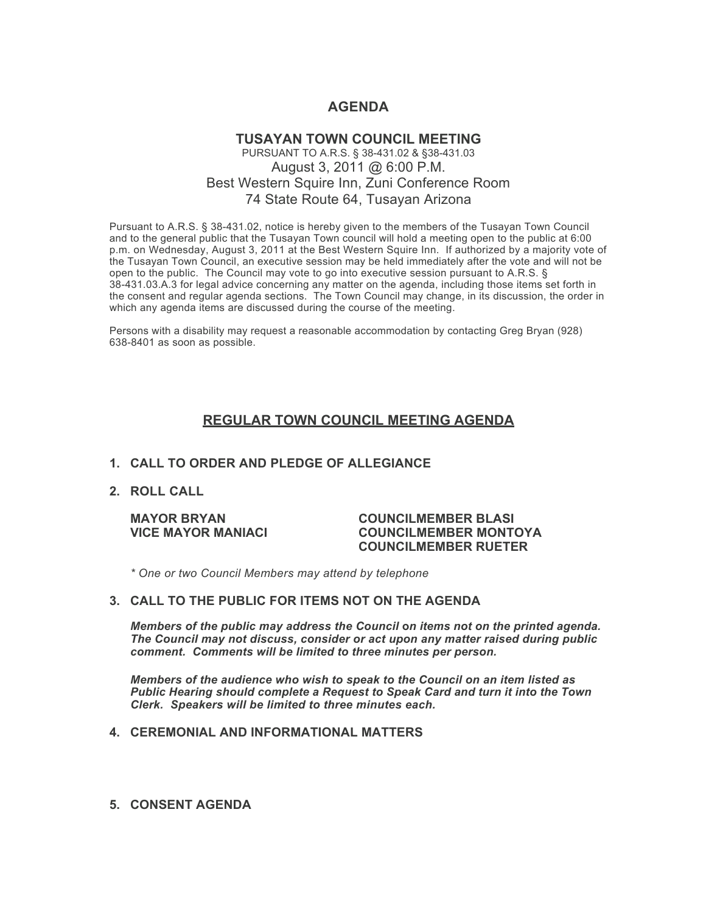# AGENDA

## TUSAYAN TOWN COUNCIL MEETING

PURSUANT TO A.R.S. § 38-431.02 & §38-431.03

August 3, 2011 @ 6:00 P.M.

Best Western Squire Inn, Zuni Conference Room

74 State Route 64, Tusayan Arizona

Pursuant to A.R.S. § 38-431.02, notice is hereby given to the members of the Tusayan Town Council and to the general public that the Tusayan Town council will hold a meeting open to the public at 6:00 p.m. on Wednesday, August 3, 2011 at the Best Western Squire Inn. If authorized by a majority vote of the Tusayan Town Council, an executive session may be held immediately after the vote and will not be open to the public. The Council may vote to go into executive session pursuant to A.R.S. § 38-431.03.A.3 for legal advice concerning any matter on the agenda, including those items set forth in the consent and regular agenda sections. The Town Council may change, in its discussion, the order in which any agenda items are discussed during the course of the meeting.

Persons with a disability may request a reasonable accommodation by contacting Greg Bryan (928) 638-8401 as soon as possible.

## REGULAR TOWN COUNCIL MEETING AGENDA

**1. CALL TO ORDER AND PLEDGE OF ALLEGIANCE**

**2. ROLL CALL**

**MAYOR BRYAN**
**VICE MAYOR MANIACI**
**COUNCILMEMBER BLASI**
**COUNCILMEMBER MONTOYA**
**COUNCILMEMBER RUETER**

*\* One or two Council Members may attend by telephone*

**3. CALL TO THE PUBLIC FOR ITEMS NOT ON THE AGENDA**

***Members of the public may address the Council on items not on the printed agenda. The Council may not discuss, consider or act upon any matter raised during public comment. Comments will be limited to three minutes per person.***

***Members of the audience who wish to speak to the Council on an item listed as Public Hearing should complete a Request to Speak Card and turn it into the Town Clerk. Speakers will be limited to three minutes each.***

**4. CEREMONIAL AND INFORMATIONAL MATTERS**

**5. CONSENT AGENDA**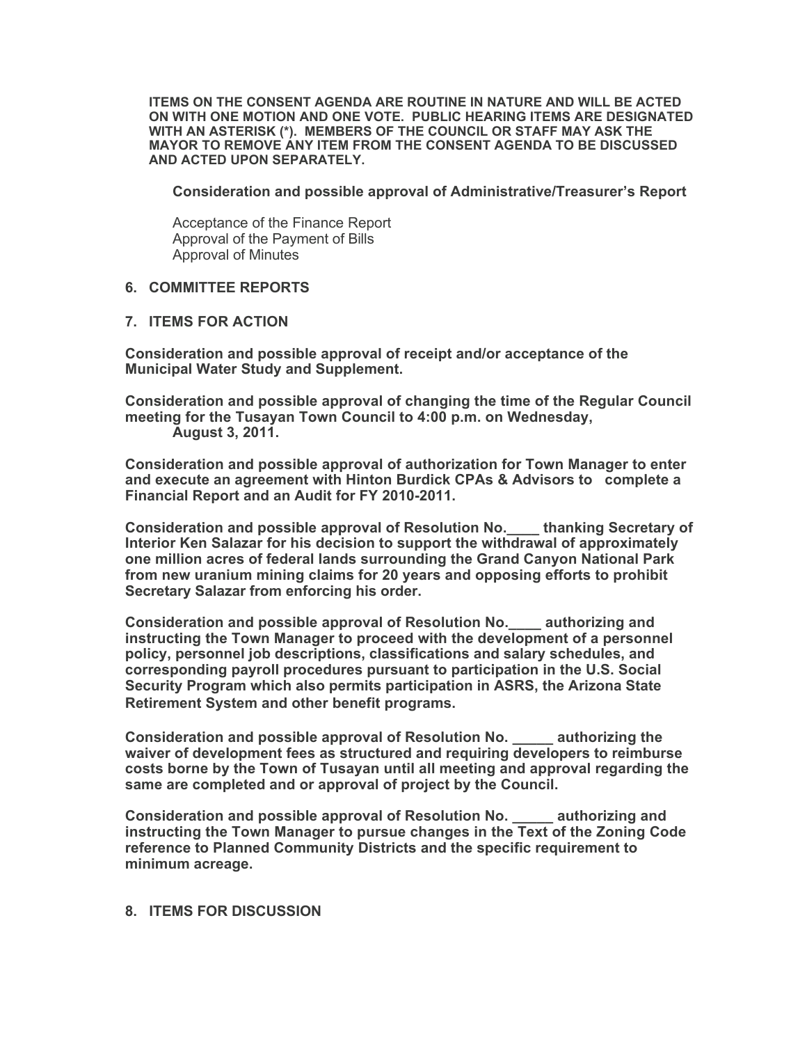**ITEMS ON THE CONSENT AGENDA ARE ROUTINE IN NATURE AND WILL BE ACTED ON WITH ONE MOTION AND ONE VOTE. PUBLIC HEARING ITEMS ARE DESIGNATED WITH AN ASTERISK (*). MEMBERS OF THE COUNCIL OR STAFF MAY ASK THE MAYOR TO REMOVE ANY ITEM FROM THE CONSENT AGENDA TO BE DISCUSSED AND ACTED UPON SEPARATELY.**

**Consideration and possible approval of Administrative/Treasurer's Report**

Acceptance of the Finance Report
Approval of the Payment of Bills
Approval of Minutes

## 6. COMMITTEE REPORTS

## 7. ITEMS FOR ACTION

**Consideration and possible approval of receipt and/or acceptance of the Municipal Water Study and Supplement.**

**Consideration and possible approval of changing the time of the Regular Council meeting for the Tusayan Town Council to 4:00 p.m. on Wednesday, August 3, 2011.**

**Consideration and possible approval of authorization for Town Manager to enter and execute an agreement with Hinton Burdick CPAs & Advisors to complete a Financial Report and an Audit for FY 2010-2011.**

**Consideration and possible approval of Resolution No.____ thanking Secretary of Interior Ken Salazar for his decision to support the withdrawal of approximately one million acres of federal lands surrounding the Grand Canyon National Park from new uranium mining claims for 20 years and opposing efforts to prohibit Secretary Salazar from enforcing his order.**

**Consideration and possible approval of Resolution No.____ authorizing and instructing the Town Manager to proceed with the development of a personnel policy, personnel job descriptions, classifications and salary schedules, and corresponding payroll procedures pursuant to participation in the U.S. Social Security Program which also permits participation in ASRS, the Arizona State Retirement System and other benefit programs.**

**Consideration and possible approval of Resolution No. _____ authorizing the waiver of development fees as structured and requiring developers to reimburse costs borne by the Town of Tusayan until all meeting and approval regarding the same are completed and or approval of project by the Council.**

**Consideration and possible approval of Resolution No. _____ authorizing and instructing the Town Manager to pursue changes in the Text of the Zoning Code reference to Planned Community Districts and the specific requirement to minimum acreage.**

## 8. ITEMS FOR DISCUSSION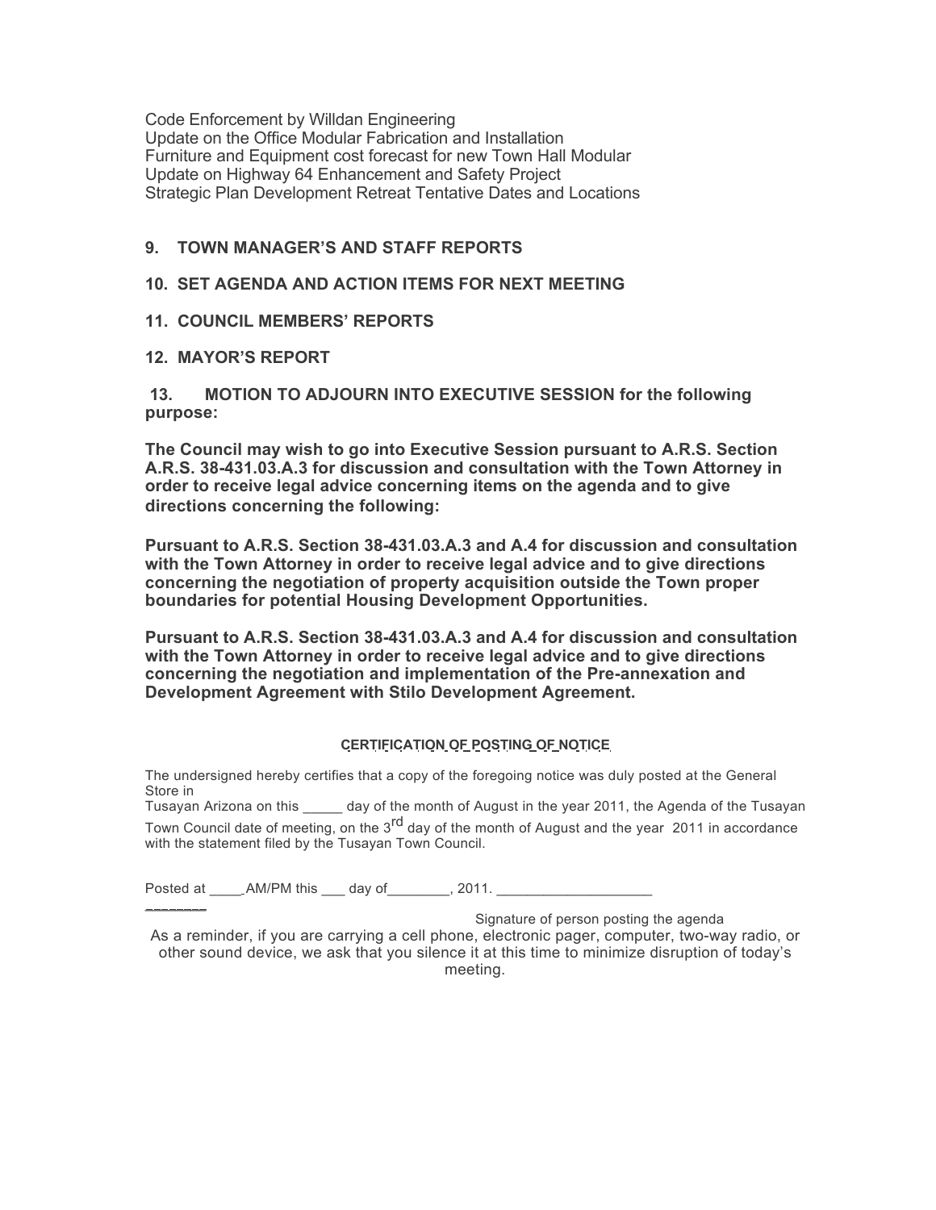Code Enforcement by Willdan Engineering
Update on the Office Modular Fabrication and Installation
Furniture and Equipment cost forecast for new Town Hall Modular
Update on Highway 64 Enhancement and Safety Project
Strategic Plan Development Retreat Tentative Dates and Locations

**9. TOWN MANAGER'S AND STAFF REPORTS**

**10. SET AGENDA AND ACTION ITEMS FOR NEXT MEETING**

**11. COUNCIL MEMBERS' REPORTS**

**12. MAYOR'S REPORT**

**13. MOTION TO ADJOURN INTO EXECUTIVE SESSION for the following purpose:**

**The Council may wish to go into Executive Session pursuant to A.R.S. Section A.R.S. 38-431.03.A.3 for discussion and consultation with the Town Attorney in order to receive legal advice concerning items on the agenda and to give directions concerning the following:**

**Pursuant to A.R.S. Section 38-431.03.A.3 and A.4 for discussion and consultation with the Town Attorney in order to receive legal advice and to give directions concerning the negotiation of property acquisition outside the Town proper boundaries for potential Housing Development Opportunities.**

**Pursuant to A.R.S. Section 38-431.03.A.3 and A.4 for discussion and consultation with the Town Attorney in order to receive legal advice and to give directions concerning the negotiation and implementation of the Pre-annexation and Development Agreement with Stilo Development Agreement.**

**CERTIFICATION OF POSTING OF NOTICE**

The undersigned hereby certifies that a copy of the foregoing notice was duly posted at the General Store in
Tusayan Arizona on this _____ day of the month of August in the year 2011, the Agenda of the Tusayan Town Council date of meeting, on the 3rd day of the month of August and the year 2011 in accordance with the statement filed by the Tusayan Town Council.

Posted at _____AM/PM this ___ day of________, 2011. ___________________________

Signature of person posting the agenda

As a reminder, if you are carrying a cell phone, electronic pager, computer, two-way radio, or other sound device, we ask that you silence it at this time to minimize disruption of today's meeting.